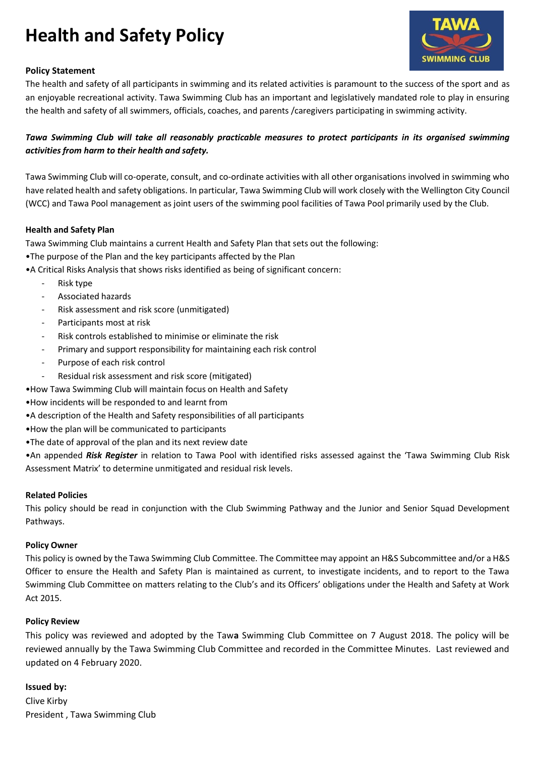# Health and Safety Policy

**Policy Statement**

The health and safety of all participants in swimming and its related activities is paramount to the success of the sport and as an enjoyable recreational activity. Tawa Swimming Club has an important and legislatively mandated role to play in ensuring the health and safety of all swimmers, officials, coaches, and parents /caregivers participating in swimming activity.

***Tawa Swimming Club will take all reasonably practicable measures to protect participants in its organised swimming activities from harm to their health and safety.***

Tawa Swimming Club will co-operate, consult, and co-ordinate activities with all other organisations involved in swimming who have related health and safety obligations. In particular, Tawa Swimming Club will work closely with the Wellington City Council (WCC) and Tawa Pool management as joint users of the swimming pool facilities of Tawa Pool primarily used by the Club.

**Health and Safety Plan**

Tawa Swimming Club maintains a current Health and Safety Plan that sets out the following:

- The purpose of the Plan and the key participants affected by the Plan
- A Critical Risks Analysis that shows risks identified as being of significant concern:
  - Risk type
  - Associated hazards
  - Risk assessment and risk score (unmitigated)
  - Participants most at risk
  - Risk controls established to minimise or eliminate the risk
  - Primary and support responsibility for maintaining each risk control
  - Purpose of each risk control
  - Residual risk assessment and risk score (mitigated)
- How Tawa Swimming Club will maintain focus on Health and Safety
- How incidents will be responded to and learnt from
- A description of the Health and Safety responsibilities of all participants
- How the plan will be communicated to participants
- The date of approval of the plan and its next review date
- An appended ***Risk Register*** in relation to Tawa Pool with identified risks assessed against the 'Tawa Swimming Club Risk Assessment Matrix' to determine unmitigated and residual risk levels.

**Related Policies**

This policy should be read in conjunction with the Club Swimming Pathway and the Junior and Senior Squad Development Pathways.

**Policy Owner**

This policy is owned by the Tawa Swimming Club Committee. The Committee may appoint an H&S Subcommittee and/or a H&S Officer to ensure the Health and Safety Plan is maintained as current, to investigate incidents, and to report to the Tawa Swimming Club Committee on matters relating to the Club's and its Officers' obligations under the Health and Safety at Work Act 2015.

**Policy Review**

This policy was reviewed and adopted by the Tawa Swimming Club Committee on 7 August 2018. The policy will be reviewed annually by the Tawa Swimming Club Committee and recorded in the Committee Minutes. Last reviewed and updated on 4 February 2020.

**Issued by:**

Clive Kirby
President , Tawa Swimming Club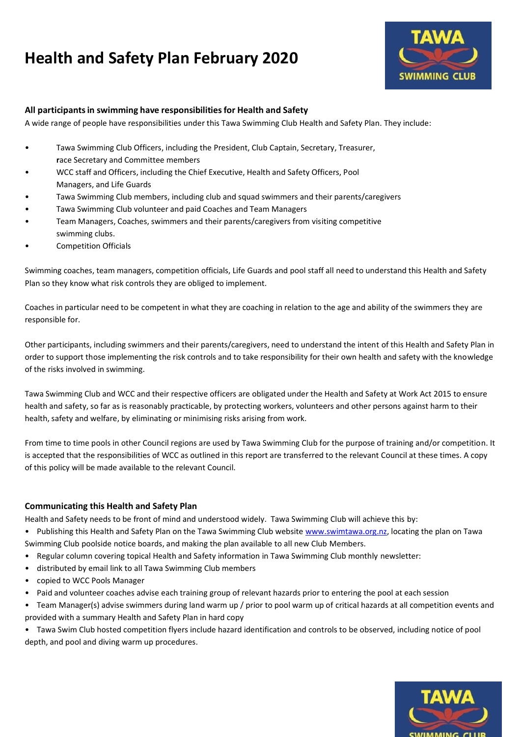# Health and Safety Plan February 2020

### All participants in swimming have responsibilities for Health and Safety

A wide range of people have responsibilities under this Tawa Swimming Club Health and Safety Plan. They include:

- Tawa Swimming Club Officers, including the President, Club Captain, Secretary, Treasurer, race Secretary and Committee members
- WCC staff and Officers, including the Chief Executive, Health and Safety Officers, Pool Managers, and Life Guards
- Tawa Swimming Club members, including club and squad swimmers and their parents/caregivers
- Tawa Swimming Club volunteer and paid Coaches and Team Managers
- Team Managers, Coaches, swimmers and their parents/caregivers from visiting competitive swimming clubs.
- Competition Officials

Swimming coaches, team managers, competition officials, Life Guards and pool staff all need to understand this Health and Safety Plan so they know what risk controls they are obliged to implement.

Coaches in particular need to be competent in what they are coaching in relation to the age and ability of the swimmers they are responsible for.

Other participants, including swimmers and their parents/caregivers, need to understand the intent of this Health and Safety Plan in order to support those implementing the risk controls and to take responsibility for their own health and safety with the knowledge of the risks involved in swimming.

Tawa Swimming Club and WCC and their respective officers are obligated under the Health and Safety at Work Act 2015 to ensure health and safety, so far as is reasonably practicable, by protecting workers, volunteers and other persons against harm to their health, safety and welfare, by eliminating or minimising risks arising from work.

From time to time pools in other Council regions are used by Tawa Swimming Club for the purpose of training and/or competition. It is accepted that the responsibilities of WCC as outlined in this report are transferred to the relevant Council at these times. A copy of this policy will be made available to the relevant Council.

### Communicating this Health and Safety Plan

Health and Safety needs to be front of mind and understood widely. Tawa Swimming Club will achieve this by:

- Publishing this Health and Safety Plan on the Tawa Swimming Club website www.swimtawa.org.nz, locating the plan on Tawa Swimming Club poolside notice boards, and making the plan available to all new Club Members.
- Regular column covering topical Health and Safety information in Tawa Swimming Club monthly newsletter:
- distributed by email link to all Tawa Swimming Club members
- copied to WCC Pools Manager
- Paid and volunteer coaches advise each training group of relevant hazards prior to entering the pool at each session
- Team Manager(s) advise swimmers during land warm up / prior to pool warm up of critical hazards at all competition events and provided with a summary Health and Safety Plan in hard copy
- Tawa Swim Club hosted competition flyers include hazard identification and controls to be observed, including notice of pool depth, and pool and diving warm up procedures.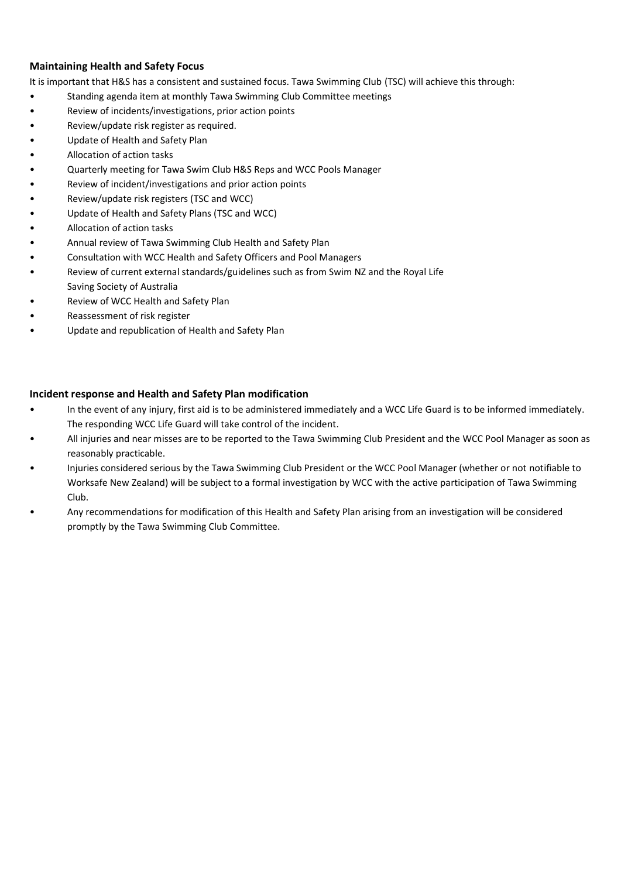### Maintaining Health and Safety Focus

It is important that H&S has a consistent and sustained focus. Tawa Swimming Club (TSC) will achieve this through:

- Standing agenda item at monthly Tawa Swimming Club Committee meetings
- Review of incidents/investigations, prior action points
- Review/update risk register as required.
- Update of Health and Safety Plan
- Allocation of action tasks
- Quarterly meeting for Tawa Swim Club H&S Reps and WCC Pools Manager
- Review of incident/investigations and prior action points
- Review/update risk registers (TSC and WCC)
- Update of Health and Safety Plans (TSC and WCC)
- Allocation of action tasks
- Annual review of Tawa Swimming Club Health and Safety Plan
- Consultation with WCC Health and Safety Officers and Pool Managers
- Review of current external standards/guidelines such as from Swim NZ and the Royal Life Saving Society of Australia
- Review of WCC Health and Safety Plan
- Reassessment of risk register
- Update and republication of Health and Safety Plan

### Incident response and Health and Safety Plan modification

- In the event of any injury, first aid is to be administered immediately and a WCC Life Guard is to be informed immediately. The responding WCC Life Guard will take control of the incident.
- All injuries and near misses are to be reported to the Tawa Swimming Club President and the WCC Pool Manager as soon as reasonably practicable.
- Injuries considered serious by the Tawa Swimming Club President or the WCC Pool Manager (whether or not notifiable to Worksafe New Zealand) will be subject to a formal investigation by WCC with the active participation of Tawa Swimming Club.
- Any recommendations for modification of this Health and Safety Plan arising from an investigation will be considered promptly by the Tawa Swimming Club Committee.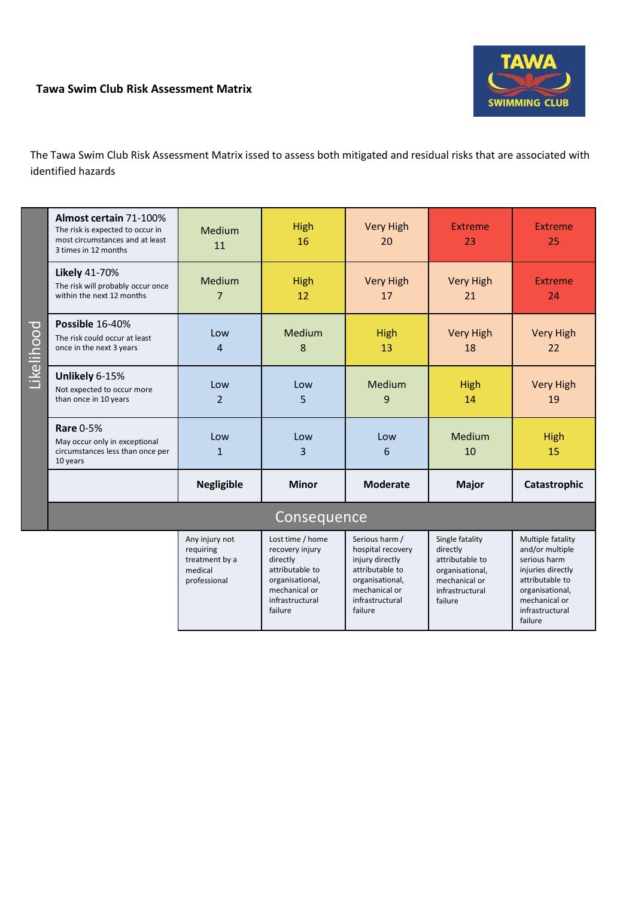**Tawa Swim Club Risk Assessment Matrix**

The Tawa Swim Club Risk Assessment Matrix issed to assess both mitigated and residual risks that are associated with identified hazards

| Likelihood | | | | | |
|---|---|---|---|---|---|
| **Almost certain** 71-100% The risk is expected to occur in most circumstances and at least 3 times in 12 months | Medium 11 | High 16 | Very High 20 | Extreme 23 | Extreme 25 |
| **Likely** 41-70% The risk will probably occur once within the next 12 months | Medium 7 | High 12 | Very High 17 | Very High 21 | Extreme 24 |
| **Possible** 16-40% The risk could occur at least once in the next 3 years | Low 4 | Medium 8 | High 13 | Very High 18 | Very High 22 |
| **Unlikely** 6-15% Not expected to occur more than once in 10 years | Low 2 | Low 5 | Medium 9 | High 14 | Very High 19 |
| **Rare** 0-5% May occur only in exceptional circumstances less than once per 10 years | Low 1 | Low 3 | Low 6 | Medium 10 | High 15 |
| | **Negligible** | **Minor** | **Moderate** | **Major** | **Catastrophic** |
| **Consequence** | Any injury not requiring treatment by a medical professional | Lost time / home recovery injury directly attributable to organisational, mechanical or infrastructural failure | Serious harm / hospital recovery injury directly attributable to organisational, mechanical or infrastructural failure | Single fatality directly attributable to organisational, mechanical or infrastructural failure | Multiple fatality and/or multiple serious harm injuries directly attributable to organisational, mechanical or infrastructural failure |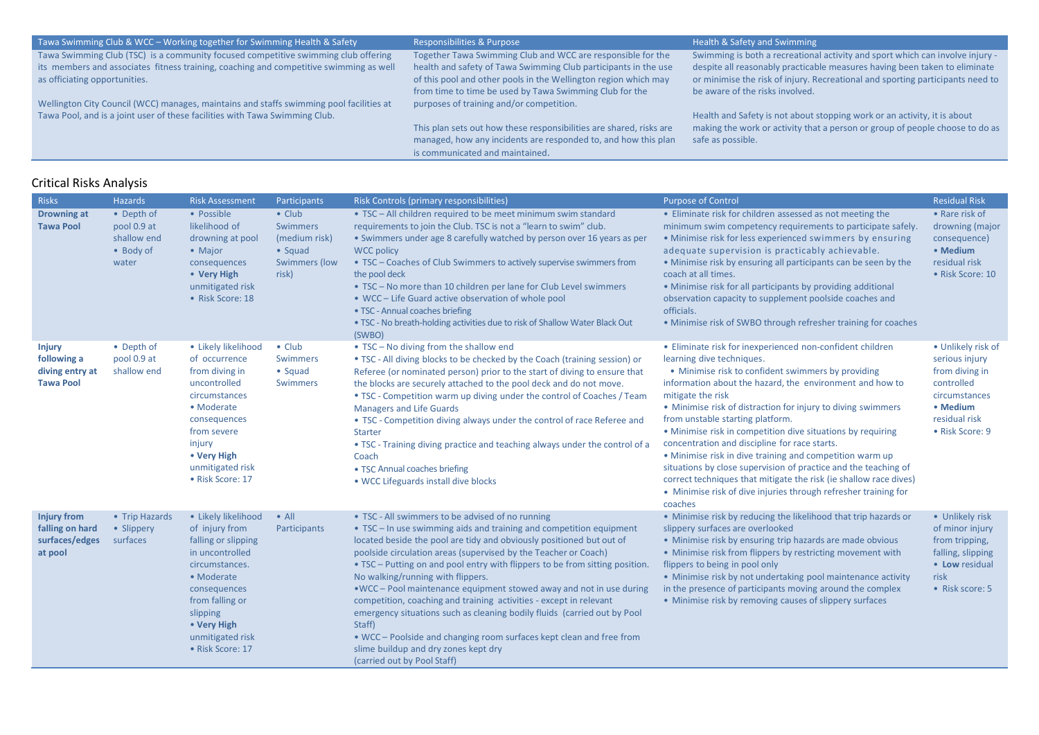| Tawa Swimming Club & WCC – Working together for Swimming Health & Safety | Responsibilities & Purpose | Health & Safety and Swimming |
|---|---|---|
| Tawa Swimming Club (TSC) is a community focused competitive swimming club offering its members and associates fitness training, coaching and competitive swimming as well as officiating opportunities.<br><br>Wellington City Council (WCC) manages, maintains and staffs swimming pool facilities at Tawa Pool, and is a joint user of these facilities with Tawa Swimming Club. | Together Tawa Swimming Club and WCC are responsible for the health and safety of Tawa Swimming Club participants in the use of this pool and other pools in the Wellington region which may from time to time be used by Tawa Swimming Club for the purposes of training and/or competition.<br><br>This plan sets out how these responsibilities are shared, risks are managed, how any incidents are responded to, and how this plan is communicated and maintained. | Swimming is both a recreational activity and sport which can involve injury - despite all reasonably practicable measures having been taken to eliminate or minimise the risk of injury. Recreational and sporting participants need to be aware of the risks involved.<br><br>Health and Safety is not about stopping work or an activity, it is about making the work or activity that a person or group of people choose to do as safe as possible. |

## Critical Risks Analysis

| Risks | Hazards | Risk Assessment | Participants | Risk Controls (primary responsibilities) | Purpose of Control | Residual Risk |
|---|---|---|---|---|---|---|
| **Drowning at Tawa Pool** | • Depth of pool 0.9 at shallow end<br>• Body of water | • Possible likelihood of drowning at pool<br>• Major consequences<br>• **Very High** unmitigated risk<br>• Risk Score: 18 | • Club Swimmers (medium risk)<br>• Squad Swimmers (low risk) | • TSC – All children required to be meet minimum swim standard requirements to join the Club. TSC is not a "learn to swim" club.<br>• Swimmers under age 8 carefully watched by person over 16 years as per WCC policy<br>• TSC – Coaches of Club Swimmers to actively supervise swimmers from the pool deck<br>• TSC – No more than 10 children per lane for Club Level swimmers<br>• WCC – Life Guard active observation of whole pool<br>• TSC - Annual coaches briefing<br>• TSC - No breath-holding activities due to risk of Shallow Water Black Out (SWBO) | • Eliminate risk for children assessed as not meeting the minimum swim competency requirements to participate safely.<br>• Minimise risk for less experienced swimmers by ensuring adequate supervision is practicably achievable.<br>• Minimise risk by ensuring all participants can be seen by the coach at all times.<br>• Minimise risk for all participants by providing additional observation capacity to supplement poolside coaches and officials.<br>• Minimise risk of SWBO through refresher training for coaches | • Rare risk of drowning (major consequence)<br>• **Medium** residual risk<br>• Risk Score: 10 |
| **Injury following a diving entry at Tawa Pool** | • Depth of pool 0.9 at shallow end | • Likely likelihood of occurrence from diving in uncontrolled circumstances<br>• Moderate consequences from severe injury<br>• **Very High** unmitigated risk<br>• Risk Score: 17 | • Club Swimmers<br>• Squad Swimmers | • TSC – No diving from the shallow end<br>• TSC - All diving blocks to be checked by the Coach (training session) or Referee (or nominated person) prior to the start of diving to ensure that the blocks are securely attached to the pool deck and do not move.<br>• TSC - Competition warm up diving under the control of Coaches / Team Managers and Life Guards<br>• TSC - Competition diving always under the control of race Referee and Starter<br>• TSC - Training diving practice and teaching always under the control of a Coach<br>• TSC Annual coaches briefing<br>• WCC Lifeguards install dive blocks | • Eliminate risk for inexperienced non-confident children learning dive techniques.<br>• Minimise risk to confident swimmers by providing information about the hazard, the environment and how to mitigate the risk<br>• Minimise risk of distraction for injury to diving swimmers from unstable starting platform.<br>• Minimise risk in competition dive situations by requiring concentration and discipline for race starts.<br>• Minimise risk in dive training and competition warm up situations by close supervision of practice and the teaching of correct techniques that mitigate the risk (ie shallow race dives)<br>• Minimise risk of dive injuries through refresher training for coaches | • Unlikely risk of serious injury from diving in controlled circumstances<br>• **Medium** residual risk<br>• Risk Score: 9 |
| **Injury from falling on hard surfaces/edges at pool** | • Trip Hazards<br>• Slippery surfaces | • Likely likelihood of injury from falling or slipping in uncontrolled circumstances.<br>• Moderate consequences from falling or slipping<br>• **Very High** unmitigated risk<br>• Risk Score: 17 | • All Participants | • TSC - All swimmers to be advised of no running<br>• TSC – In use swimming aids and training and competition equipment located beside the pool are tidy and obviously positioned but out of poolside circulation areas (supervised by the Teacher or Coach)<br>• TSC – Putting on and pool entry with flippers to be from sitting position. No walking/running with flippers.<br>• WCC – Pool maintenance equipment stowed away and not in use during competition, coaching and training activities - except in relevant emergency situations such as cleaning bodily fluids (carried out by Pool Staff)<br>• WCC – Poolside and changing room surfaces kept clean and free from slime buildup and dry zones kept dry (carried out by Pool Staff) | • Minimise risk by reducing the likelihood that trip hazards or slippery surfaces are overlooked<br>• Minimise risk by ensuring trip hazards are made obvious<br>• Minimise risk from flippers by restricting movement with flippers to being in pool only<br>• Minimise risk by not undertaking pool maintenance activity in the presence of participants moving around the complex<br>• Minimise risk by removing causes of slippery surfaces | • Unlikely risk of minor injury from tripping, falling, slipping<br>• **Low** residual risk<br>• Risk score: 5 |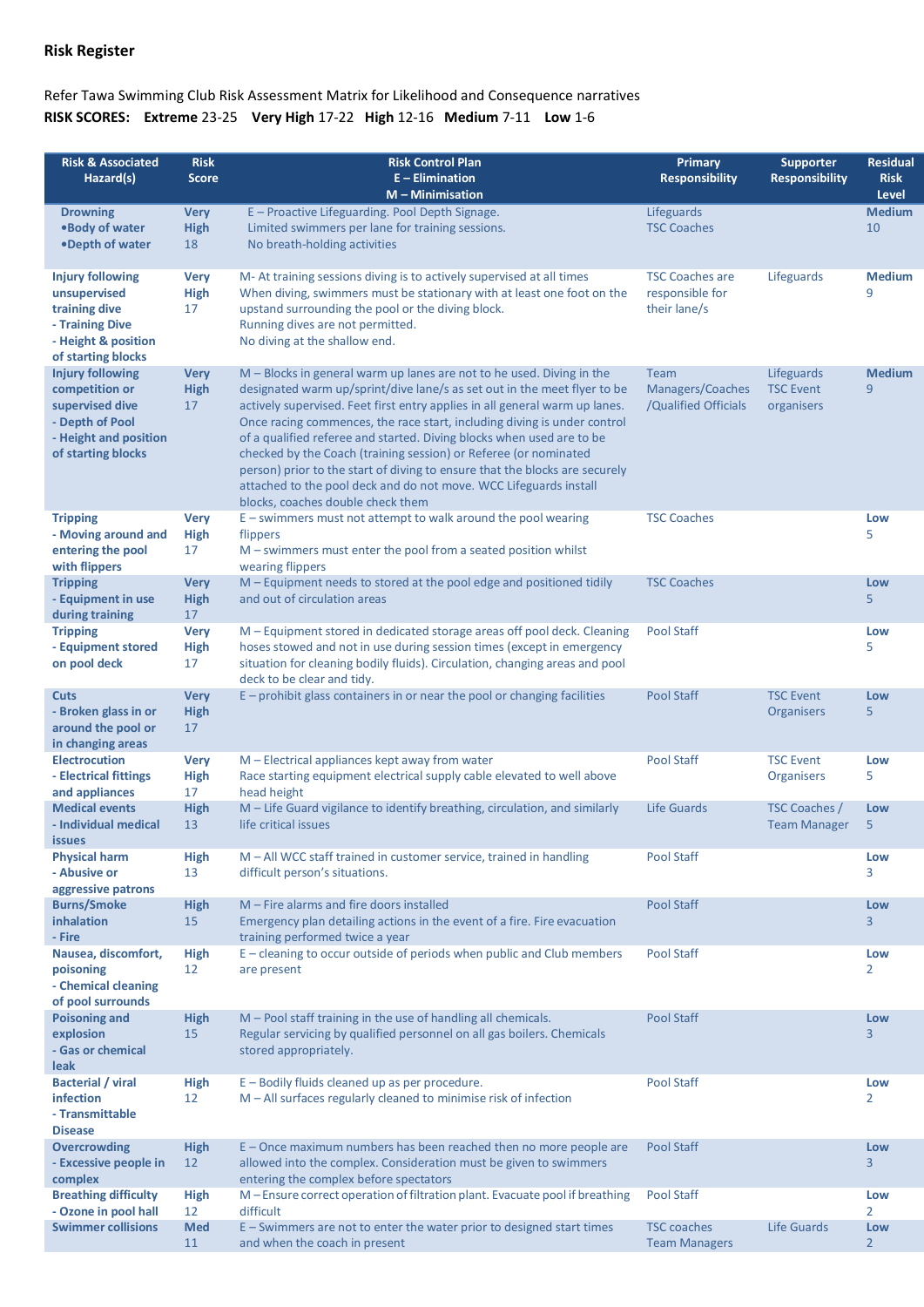## Risk Register

Refer Tawa Swimming Club Risk Assessment Matrix for Likelihood and Consequence narratives

**RISK SCORES: Extreme** 23-25 **Very High** 17-22 **High** 12-16 **Medium** 7-11 **Low** 1-6

| Risk & Associated Hazard(s) | Risk Score | Risk Control Plan<br>E – Elimination<br>M – Minimisation | Primary Responsibility | Supporter Responsibility | Residual Risk Level |
|---|---|---|---|---|---|
| **Drowning**<br>**•Body of water**<br>**•Depth of water** | **Very High** 18 | E – Proactive Lifeguarding. Pool Depth Signage.<br>Limited swimmers per lane for training sessions.<br>No breath-holding activities | Lifeguards<br>TSC Coaches | | **Medium** 10 |
| **Injury following unsupervised training dive**<br>**- Training Dive**<br>**- Height & position of starting blocks** | **Very High** 17 | M- At training sessions diving is to actively supervised at all times<br>When diving, swimmers must be stationary with at least one foot on the upstand surrounding the pool or the diving block.<br>Running dives are not permitted.<br>No diving at the shallow end. | TSC Coaches are responsible for their lane/s | Lifeguards | **Medium** 9 |
| **Injury following competition or supervised dive**<br>**- Depth of Pool**<br>**- Height and position of starting blocks** | **Very High** 17 | M – Blocks in general warm up lanes are not to he used. Diving in the designated warm up/sprint/dive lane/s as set out in the meet flyer to be actively supervised. Feet first entry applies in all general warm up lanes. Once racing commences, the race start, including diving is under control of a qualified referee and started. Diving blocks when used are to be checked by the Coach (training session) or Referee (or nominated person) prior to the start of diving to ensure that the blocks are securely attached to the pool deck and do not move. WCC Lifeguards install blocks, coaches double check them | Team Managers/Coaches /Qualified Officials | Lifeguards<br>TSC Event organisers | **Medium** 9 |
| **Tripping**<br>**- Moving around and entering the pool with flippers** | **Very High** 17 | E – swimmers must not attempt to walk around the pool wearing flippers<br>M – swimmers must enter the pool from a seated position whilst wearing flippers | TSC Coaches | | **Low** 5 |
| **Tripping**<br>**- Equipment in use during training** | **Very High** 17 | M – Equipment needs to stored at the pool edge and positioned tidily and out of circulation areas | TSC Coaches | | **Low** 5 |
| **Tripping**<br>**- Equipment stored on pool deck** | **Very High** 17 | M – Equipment stored in dedicated storage areas off pool deck. Cleaning hoses stowed and not in use during session times (except in emergency situation for cleaning bodily fluids). Circulation, changing areas and pool deck to be clear and tidy. | Pool Staff | | **Low** 5 |
| **Cuts**<br>**- Broken glass in or around the pool or in changing areas** | **Very High** 17 | E – prohibit glass containers in or near the pool or changing facilities | Pool Staff | TSC Event Organisers | **Low** 5 |
| **Electrocution**<br>**- Electrical fittings and appliances** | **Very High** 17 | M – Electrical appliances kept away from water<br>Race starting equipment electrical supply cable elevated to well above head height | Pool Staff | TSC Event Organisers | **Low** 5 |
| **Medical events**<br>**- Individual medical issues** | **High** 13 | M – Life Guard vigilance to identify breathing, circulation, and similarly life critical issues | Life Guards | TSC Coaches / Team Manager | **Low** 5 |
| **Physical harm**<br>**- Abusive or aggressive patrons** | **High** 13 | M – All WCC staff trained in customer service, trained in handling difficult person's situations. | Pool Staff | | **Low** 3 |
| **Burns/Smoke inhalation**<br>**- Fire** | **High** 15 | M – Fire alarms and fire doors installed<br>Emergency plan detailing actions in the event of a fire. Fire evacuation training performed twice a year | Pool Staff | | **Low** 3 |
| **Nausea, discomfort, poisoning**<br>**- Chemical cleaning of pool surrounds** | **High** 12 | E – cleaning to occur outside of periods when public and Club members are present | Pool Staff | | **Low** 2 |
| **Poisoning and explosion**<br>**- Gas or chemical leak** | **High** 15 | M – Pool staff training in the use of handling all chemicals.<br>Regular servicing by qualified personnel on all gas boilers. Chemicals stored appropriately. | Pool Staff | | **Low** 3 |
| **Bacterial / viral infection**<br>**- Transmittable Disease** | **High** 12 | E – Bodily fluids cleaned up as per procedure.<br>M – All surfaces regularly cleaned to minimise risk of infection | Pool Staff | | **Low** 2 |
| **Overcrowding**<br>**- Excessive people in complex** | **High** 12 | E – Once maximum numbers has been reached then no more people are allowed into the complex. Consideration must be given to swimmers entering the complex before spectators | Pool Staff | | **Low** 3 |
| **Breathing difficulty**<br>**- Ozone in pool hall** | **High** 12 | M – Ensure correct operation of filtration plant. Evacuate pool if breathing difficult | Pool Staff | | **Low** 2 |
| **Swimmer collisions** | **Med** 11 | E – Swimmers are not to enter the water prior to designed start times and when the coach in present | TSC coaches<br>Team Managers | Life Guards | **Low** 2 |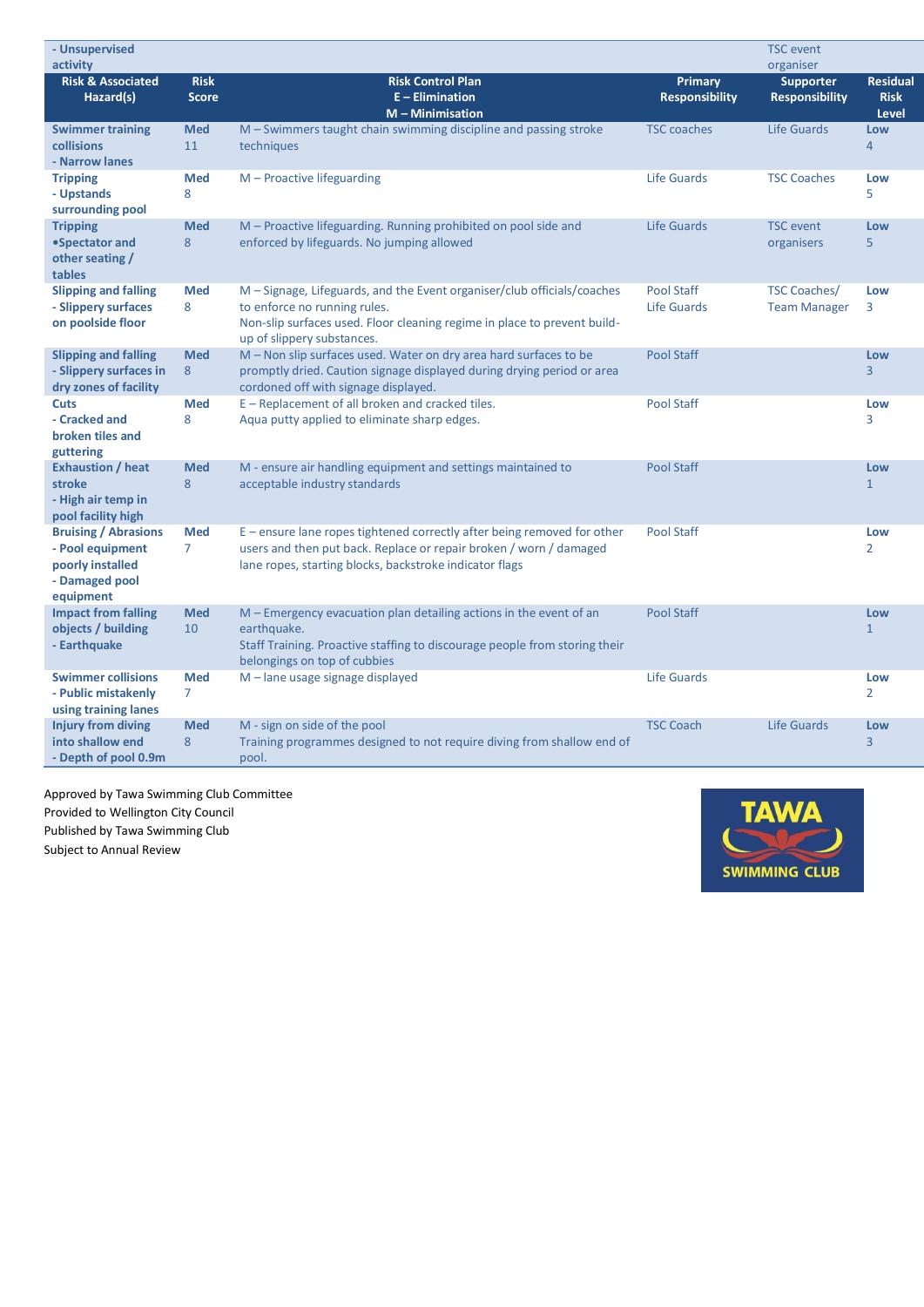| - Unsupervised activity | | | | TSC event organiser | |
|---|---|---|---|---|---|
| **Risk & Associated Hazard(s)** | **Risk Score** | **Risk Control Plan**<br>**E – Elimination**<br>**M – Minimisation** | **Primary Responsibility** | **Supporter Responsibility** | **Residual Risk Level** |
| **Swimmer training collisions**<br>**- Narrow lanes** | **Med**<br>11 | M – Swimmers taught chain swimming discipline and passing stroke techniques | TSC coaches | Life Guards | **Low**<br>4 |
| **Tripping**<br>**- Upstands surrounding pool** | **Med**<br>8 | M – Proactive lifeguarding | Life Guards | TSC Coaches | **Low**<br>5 |
| **Tripping**<br>**•Spectator and other seating / tables** | **Med**<br>8 | M – Proactive lifeguarding. Running prohibited on pool side and enforced by lifeguards. No jumping allowed | Life Guards | TSC event organisers | **Low**<br>5 |
| **Slipping and falling**<br>**- Slippery surfaces on poolside floor** | **Med**<br>8 | M – Signage, Lifeguards, and the Event organiser/club officials/coaches to enforce no running rules.<br>Non-slip surfaces used. Floor cleaning regime in place to prevent build-up of slippery substances. | Pool Staff<br>Life Guards | TSC Coaches/ Team Manager | **Low**<br>3 |
| **Slipping and falling**<br>**- Slippery surfaces in dry zones of facility** | **Med**<br>8 | M – Non slip surfaces used. Water on dry area hard surfaces to be promptly dried. Caution signage displayed during drying period or area cordoned off with signage displayed. | Pool Staff | | **Low**<br>3 |
| **Cuts**<br>**- Cracked and broken tiles and guttering** | **Med**<br>8 | E – Replacement of all broken and cracked tiles.<br>Aqua putty applied to eliminate sharp edges. | Pool Staff | | **Low**<br>3 |
| **Exhaustion / heat stroke**<br>**- High air temp in pool facility high** | **Med**<br>8 | M - ensure air handling equipment and settings maintained to acceptable industry standards | Pool Staff | | **Low**<br>1 |
| **Bruising / Abrasions**<br>**- Pool equipment poorly installed**<br>**- Damaged pool equipment** | **Med**<br>7 | E – ensure lane ropes tightened correctly after being removed for other users and then put back. Replace or repair broken / worn / damaged lane ropes, starting blocks, backstroke indicator flags | Pool Staff | | **Low**<br>2 |
| **Impact from falling objects / building**<br>**- Earthquake** | **Med**<br>10 | M – Emergency evacuation plan detailing actions in the event of an earthquake.<br>Staff Training. Proactive staffing to discourage people from storing their belongings on top of cubbies | Pool Staff | | **Low**<br>1 |
| **Swimmer collisions**<br>**- Public mistakenly using training lanes** | **Med**<br>7 | M – lane usage signage displayed | Life Guards | | **Low**<br>2 |
| **Injury from diving into shallow end**<br>**- Depth of pool 0.9m** | **Med**<br>8 | M - sign on side of the pool<br>Training programmes designed to not require diving from shallow end of pool. | TSC Coach | Life Guards | **Low**<br>3 |

Approved by Tawa Swimming Club Committee
Provided to Wellington City Council
Published by Tawa Swimming Club
Subject to Annual Review

TAWA SWIMMING CLUB